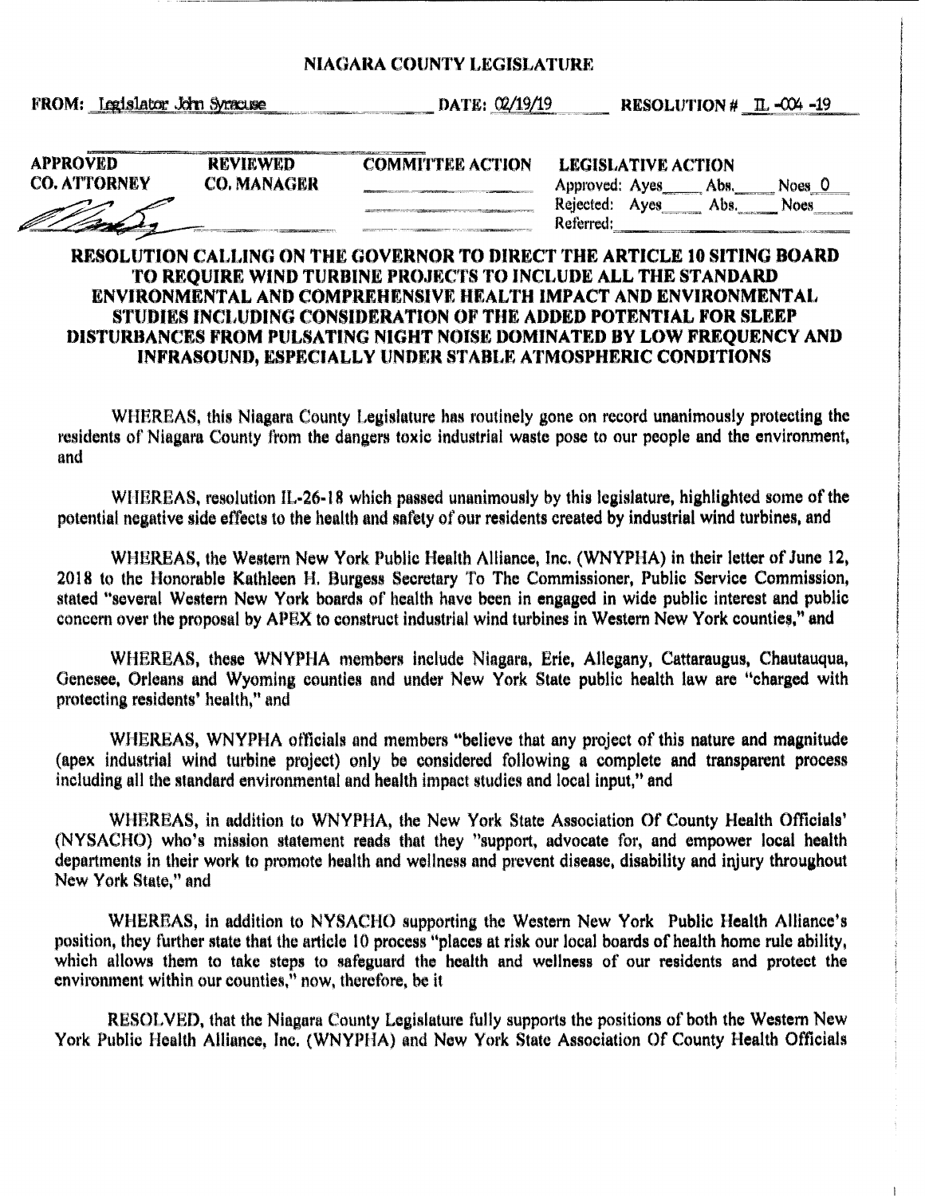# NIAGARA COUNTY LEGISLATURE

FROM: Legislator John Syracuse DATE: 02/19/19 RESOLUTION # IL-004-19

| APPROVED CO. ATTORNEY | REVIEWED CO. MANAGER | COMMITTEE ACTION | LEGISLATIVE ACTION |
|---|---|---|---|
| [signature] | | | Approved: Ayes\_\_\_\_ Abs.\_\_\_\_ Noes 0 |
| | | | Rejected: Ayes\_\_\_\_ Abs.\_\_\_\_ Noes\_\_\_\_ |
| | | | Referred:\_\_\_\_ |

## RESOLUTION CALLING ON THE GOVERNOR TO DIRECT THE ARTICLE 10 SITING BOARD TO REQUIRE WIND TURBINE PROJECTS TO INCLUDE ALL THE STANDARD ENVIRONMENTAL AND COMPREHENSIVE HEALTH IMPACT AND ENVIRONMENTAL STUDIES INCLUDING CONSIDERATION OF THE ADDED POTENTIAL FOR SLEEP DISTURBANCES FROM PULSATING NIGHT NOISE DOMINATED BY LOW FREQUENCY AND INFRASOUND, ESPECIALLY UNDER STABLE ATMOSPHERIC CONDITIONS

WHEREAS, this Niagara County Legislature has routinely gone on record unanimously protecting the residents of Niagara County from the dangers toxic industrial waste pose to our people and the environment, and

WHEREAS, resolution IL-26-18 which passed unanimously by this legislature, highlighted some of the potential negative side effects to the health and safety of our residents created by industrial wind turbines, and

WHEREAS, the Western New York Public Health Alliance, Inc. (WNYPHA) in their letter of June 12, 2018 to the Honorable Kathleen H. Burgess Secretary To The Commissioner, Public Service Commission, stated "several Western New York boards of health have been in engaged in wide public interest and public concern over the proposal by APEX to construct industrial wind turbines in Western New York counties," and

WHEREAS, these WNYPHA members include Niagara, Erie, Allegany, Cattaraugus, Chautauqua, Genesee, Orleans and Wyoming counties and under New York State public health law are "charged with protecting residents' health," and

WHEREAS, WNYPHA officials and members "believe that any project of this nature and magnitude (apex industrial wind turbine project) only be considered following a complete and transparent process including all the standard environmental and health impact studies and local input," and

WHEREAS, in addition to WNYPHA, the New York State Association Of County Health Officials' (NYSACHO) who's mission statement reads that they "support, advocate for, and empower local health departments in their work to promote health and wellness and prevent disease, disability and injury throughout New York State," and

WHEREAS, in addition to NYSACHO supporting the Western New York Public Health Alliance's position, they further state that the article 10 process "places at risk our local boards of health home rule ability, which allows them to take steps to safeguard the health and wellness of our residents and protect the environment within our counties," now, therefore, be it

RESOLVED, that the Niagara County Legislature fully supports the positions of both the Western New York Public Health Alliance, Inc. (WNYPHA) and New York State Association Of County Health Officials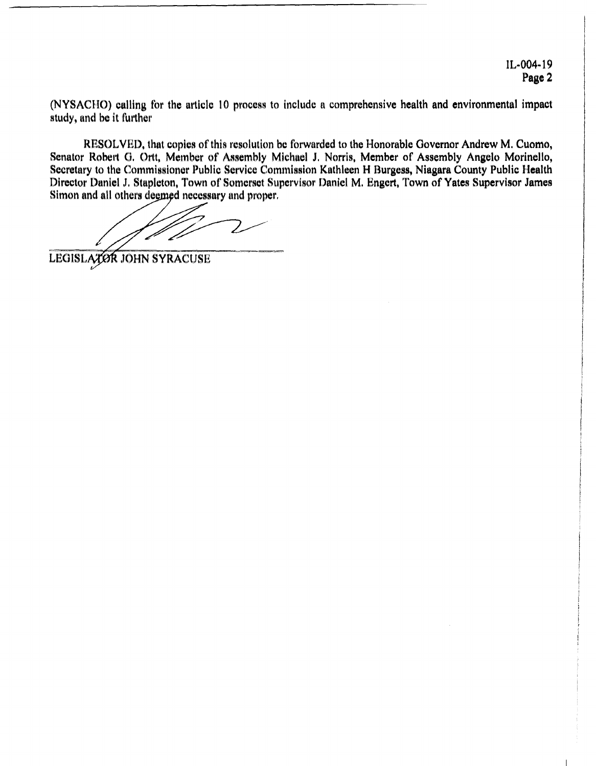(NYSACHO) calling for the article 10 process to include a comprehensive health and environmental impact study, and be it further

RESOLVED, that copies of this resolution be forwarded to the Honorable Governor Andrew M. Cuomo, Senator Robert G. Ortt, Member of Assembly Michael J. Norris, Member of Assembly Angelo Morinello, Secretary to the Commissioner Public Service Commission Kathleen H Burgess, Niagara County Public Health Director Daniel J. Stapleton, Town of Somerset Supervisor Daniel M. Engert, Town of Yates Supervisor James Simon and all others deemed necessary and proper.

LEGISLATOR JOHN SYRACUSE